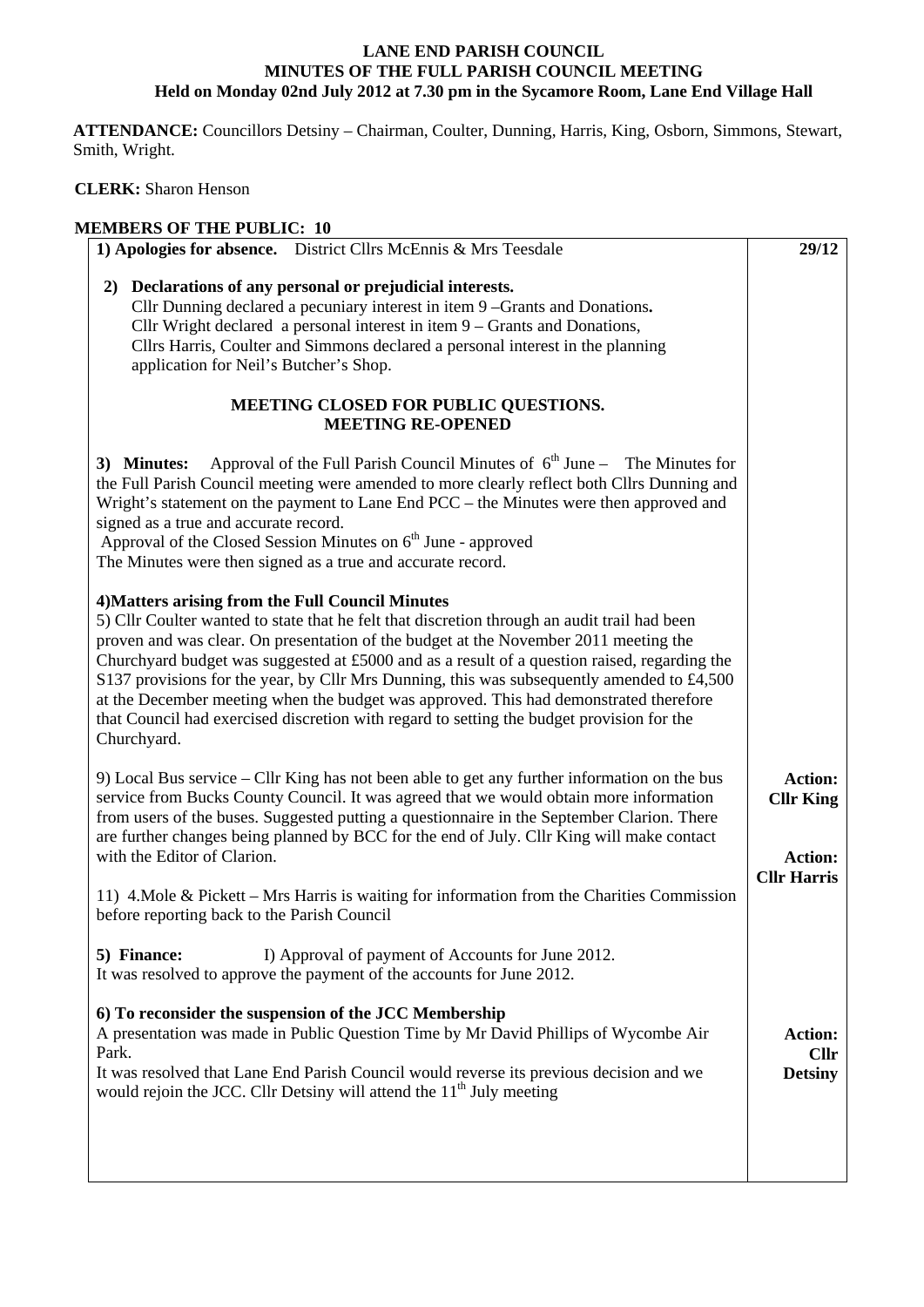# LANE END PARISH COUNCIL
## MINUTES OF THE FULL PARISH COUNCIL MEETING
### Held on Monday 02nd July 2012 at 7.30 pm in the Sycamore Room, Lane End Village Hall

**ATTENDANCE:** Councillors Detsiny – Chairman, Coulter, Dunning, Harris, King, Osborn, Simmons, Stewart, Smith, Wright.

**CLERK:** Sharon Henson

**MEMBERS OF THE PUBLIC: 10**

| | |
|---|---|
| **1) Apologies for absence.** District Cllrs McEnnis & Mrs Teesdale | **29/12** |
| **2) Declarations of any personal or prejudicial interests.**<br>Cllr Dunning declared a pecuniary interest in item 9 –Grants and Donations**.**<br>Cllr Wright declared a personal interest in item 9 – Grants and Donations,<br>Cllrs Harris, Coulter and Simmons declared a personal interest in the planning application for Neil's Butcher's Shop.<br><br>**MEETING CLOSED FOR PUBLIC QUESTIONS.**<br>**MEETING RE-OPENED** | |
| **3) Minutes:** Approval of the Full Parish Council Minutes of 6th June – The Minutes for the Full Parish Council meeting were amended to more clearly reflect both Cllrs Dunning and Wright's statement on the payment to Lane End PCC – the Minutes were then approved and signed as a true and accurate record.<br>Approval of the Closed Session Minutes on 6th June - approved<br>The Minutes were then signed as a true and accurate record. | |
| **4)Matters arising from the Full Council Minutes**<br>5) Cllr Coulter wanted to state that he felt that discretion through an audit trail had been proven and was clear. On presentation of the budget at the November 2011 meeting the Churchyard budget was suggested at £5000 and as a result of a question raised, regarding the S137 provisions for the year, by Cllr Mrs Dunning, this was subsequently amended to £4,500 at the December meeting when the budget was approved. This had demonstrated therefore that Council had exercised discretion with regard to setting the budget provision for the Churchyard. | |
| 9) Local Bus service – Cllr King has not been able to get any further information on the bus service from Bucks County Council. It was agreed that we would obtain more information from users of the buses. Suggested putting a questionnaire in the September Clarion. There are further changes being planned by BCC for the end of July. Cllr King will make contact with the Editor of Clarion. | **Action: Cllr King** |
| 11) 4.Mole & Pickett – Mrs Harris is waiting for information from the Charities Commission before reporting back to the Parish Council | **Action: Cllr Harris** |
| **5) Finance:** I) Approval of payment of Accounts for June 2012.<br>It was resolved to approve the payment of the accounts for June 2012. | |
| **6) To reconsider the suspension of the JCC Membership**<br>A presentation was made in Public Question Time by Mr David Phillips of Wycombe Air Park.<br>It was resolved that Lane End Parish Council would reverse its previous decision and we would rejoin the JCC. Cllr Detsiny will attend the 11th July meeting | **Action: Cllr Detsiny** |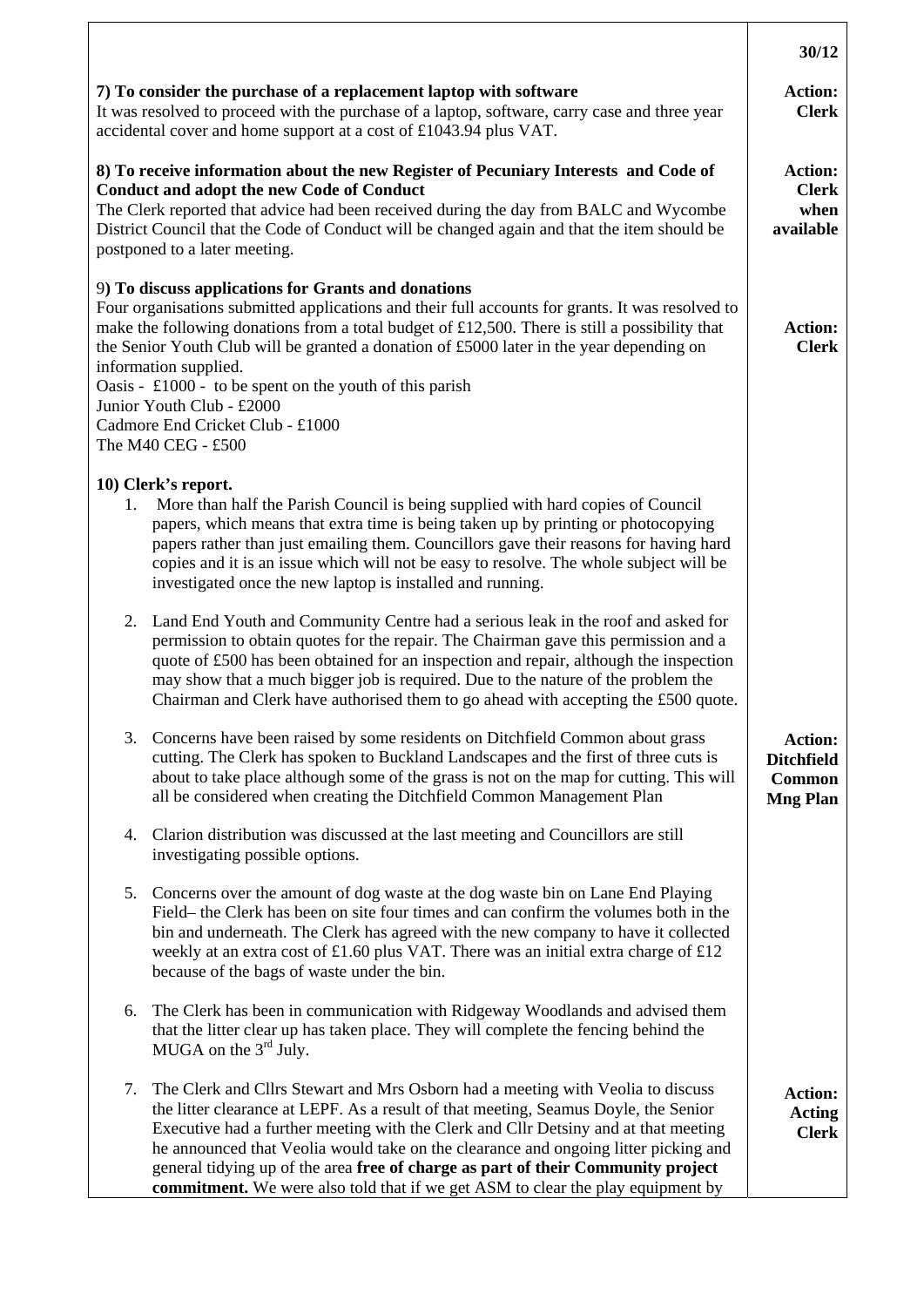**30/12**

**7) To consider the purchase of a replacement laptop with software**

It was resolved to proceed with the purchase of a laptop, software, carry case and three year accidental cover and home support at a cost of £1043.94 plus VAT.

**Action: Clerk**

**8) To receive information about the new Register of Pecuniary Interests and Code of Conduct and adopt the new Code of Conduct**

The Clerk reported that advice had been received during the day from BALC and Wycombe District Council that the Code of Conduct will be changed again and that the item should be postponed to a later meeting.

**Action: Clerk when available**

**9) To discuss applications for Grants and donations**

Four organisations submitted applications and their full accounts for grants. It was resolved to make the following donations from a total budget of £12,500. There is still a possibility that the Senior Youth Club will be granted a donation of £5000 later in the year depending on information supplied.

Oasis - £1000 - to be spent on the youth of this parish
Junior Youth Club - £2000
Cadmore End Cricket Club - £1000
The M40 CEG - £500

**Action: Clerk**

**10) Clerk's report.**

1. More than half the Parish Council is being supplied with hard copies of Council papers, which means that extra time is being taken up by printing or photocopying papers rather than just emailing them. Councillors gave their reasons for having hard copies and it is an issue which will not be easy to resolve. The whole subject will be investigated once the new laptop is installed and running.

2. Land End Youth and Community Centre had a serious leak in the roof and asked for permission to obtain quotes for the repair. The Chairman gave this permission and a quote of £500 has been obtained for an inspection and repair, although the inspection may show that a much bigger job is required. Due to the nature of the problem the Chairman and Clerk have authorised them to go ahead with accepting the £500 quote.

3. Concerns have been raised by some residents on Ditchfield Common about grass cutting. The Clerk has spoken to Buckland Landscapes and the first of three cuts is about to take place although some of the grass is not on the map for cutting. This will all be considered when creating the Ditchfield Common Management Plan

   **Action: Ditchfield Common Mng Plan**

4. Clarion distribution was discussed at the last meeting and Councillors are still investigating possible options.

5. Concerns over the amount of dog waste at the dog waste bin on Lane End Playing Field– the Clerk has been on site four times and can confirm the volumes both in the bin and underneath. The Clerk has agreed with the new company to have it collected weekly at an extra cost of £1.60 plus VAT. There was an initial extra charge of £12 because of the bags of waste under the bin.

6. The Clerk has been in communication with Ridgeway Woodlands and advised them that the litter clear up has taken place. They will complete the fencing behind the MUGA on the 3rd July.

7. The Clerk and Cllrs Stewart and Mrs Osborn had a meeting with Veolia to discuss the litter clearance at LEPF. As a result of that meeting, Seamus Doyle, the Senior Executive had a further meeting with the Clerk and Cllr Detsiny and at that meeting he announced that Veolia would take on the clearance and ongoing litter picking and general tidying up of the area **free of charge as part of their Community project commitment.** We were also told that if we get ASM to clear the play equipment by

   **Action: Acting Clerk**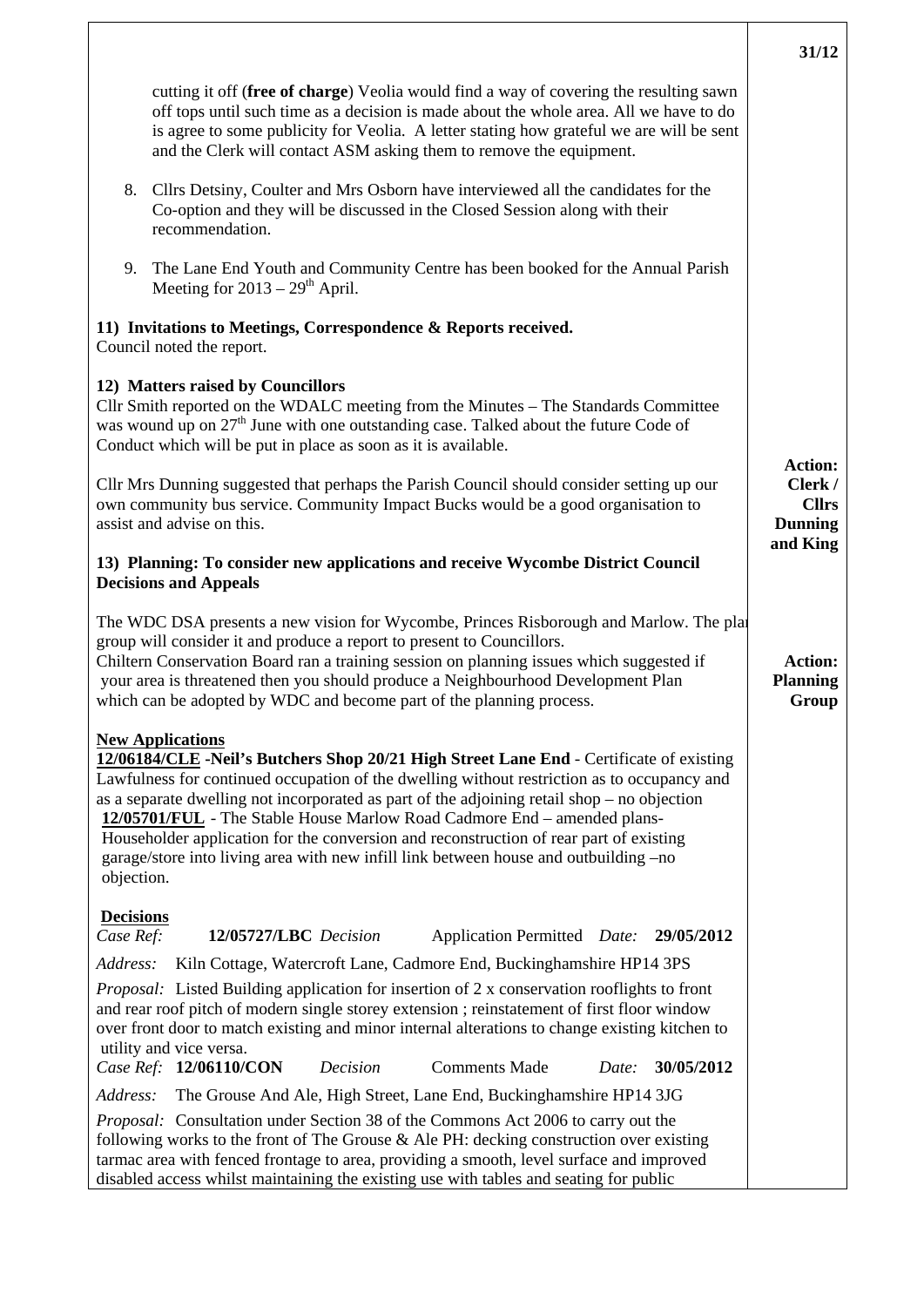cutting it off (**free of charge**) Veolia would find a way of covering the resulting sawn off tops until such time as a decision is made about the whole area. All we have to do is agree to some publicity for Veolia. A letter stating how grateful we are will be sent and the Clerk will contact ASM asking them to remove the equipment.

8. Cllrs Detsiny, Coulter and Mrs Osborn have interviewed all the candidates for the Co-option and they will be discussed in the Closed Session along with their recommendation.

9. The Lane End Youth and Community Centre has been booked for the Annual Parish Meeting for 2013 – 29th April.

**11) Invitations to Meetings, Correspondence & Reports received.**
Council noted the report.

**12) Matters raised by Councillors**
Cllr Smith reported on the WDALC meeting from the Minutes – The Standards Committee was wound up on 27th June with one outstanding case. Talked about the future Code of Conduct which will be put in place as soon as it is available.

Cllr Mrs Dunning suggested that perhaps the Parish Council should consider setting up our own community bus service. Community Impact Bucks would be a good organisation to assist and advise on this.

**Action: Clerk / Cllrs Dunning and King**

**13) Planning: To consider new applications and receive Wycombe District Council Decisions and Appeals**

The WDC DSA presents a new vision for Wycombe, Princes Risborough and Marlow. The plan group will consider it and produce a report to present to Councillors.
Chiltern Conservation Board ran a training session on planning issues which suggested if your area is threatened then you should produce a Neighbourhood Development Plan which can be adopted by WDC and become part of the planning process.

**Action: Planning Group**

**New Applications**
**12/06184/CLE -Neil's Butchers Shop 20/21 High Street Lane End** - Certificate of existing Lawfulness for continued occupation of the dwelling without restriction as to occupancy and as a separate dwelling not incorporated as part of the adjoining retail shop – no objection
**12/05701/FUL** - The Stable House Marlow Road Cadmore End – amended plans- Householder application for the conversion and reconstruction of rear part of existing garage/store into living area with new infill link between house and outbuilding –no objection.

**Decisions**
*Case Ref:* **12/05727/LBC** *Decision* Application Permitted *Date:* **29/05/2012**
*Address:* Kiln Cottage, Watercroft Lane, Cadmore End, Buckinghamshire HP14 3PS
*Proposal:* Listed Building application for insertion of 2 x conservation rooflights to front and rear roof pitch of modern single storey extension ; reinstatement of first floor window over front door to match existing and minor internal alterations to change existing kitchen to utility and vice versa.
*Case Ref:* **12/06110/CON** *Decision* Comments Made *Date:* **30/05/2012**
*Address:* The Grouse And Ale, High Street, Lane End, Buckinghamshire HP14 3JG
*Proposal:* Consultation under Section 38 of the Commons Act 2006 to carry out the following works to the front of The Grouse & Ale PH: decking construction over existing tarmac area with fenced frontage to area, providing a smooth, level surface and improved disabled access whilst maintaining the existing use with tables and seating for public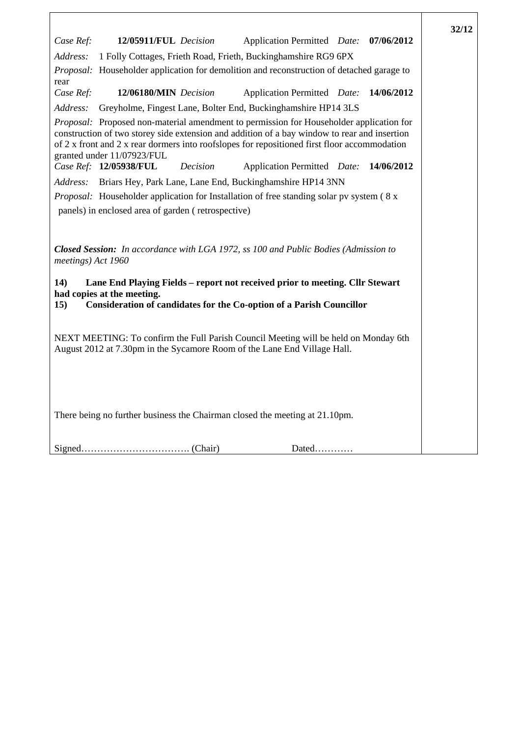*Case Ref:* **12/05911/FUL** *Decision* Application Permitted *Date:* **07/06/2012**

*Address:* 1 Folly Cottages, Frieth Road, Frieth, Buckinghamshire RG9 6PX

*Proposal:* Householder application for demolition and reconstruction of detached garage to rear

*Case Ref:* **12/06180/MIN** *Decision* Application Permitted *Date:* **14/06/2012**

*Address:* Greyholme, Fingest Lane, Bolter End, Buckinghamshire HP14 3LS

*Proposal:* Proposed non-material amendment to permission for Householder application for construction of two storey side extension and addition of a bay window to rear and insertion of 2 x front and 2 x rear dormers into roofslopes for repositioned first floor accommodation granted under 11/07923/FUL

*Case Ref:* **12/05938/FUL** *Decision* Application Permitted *Date:* **14/06/2012**

*Address:* Briars Hey, Park Lane, Lane End, Buckinghamshire HP14 3NN

*Proposal:* Householder application for Installation of free standing solar pv system ( 8 x panels) in enclosed area of garden ( retrospective)

***Closed Session:*** *In accordance with LGA 1972, ss 100 and Public Bodies (Admission to meetings) Act 1960*

**14) Lane End Playing Fields – report not received prior to meeting. Cllr Stewart had copies at the meeting.**

**15) Consideration of candidates for the Co-option of a Parish Councillor**

NEXT MEETING: To confirm the Full Parish Council Meeting will be held on Monday 6th August 2012 at 7.30pm in the Sycamore Room of the Lane End Village Hall.

There being no further business the Chairman closed the meeting at 21.10pm.

Signed……………………………. (Chair) Dated…………